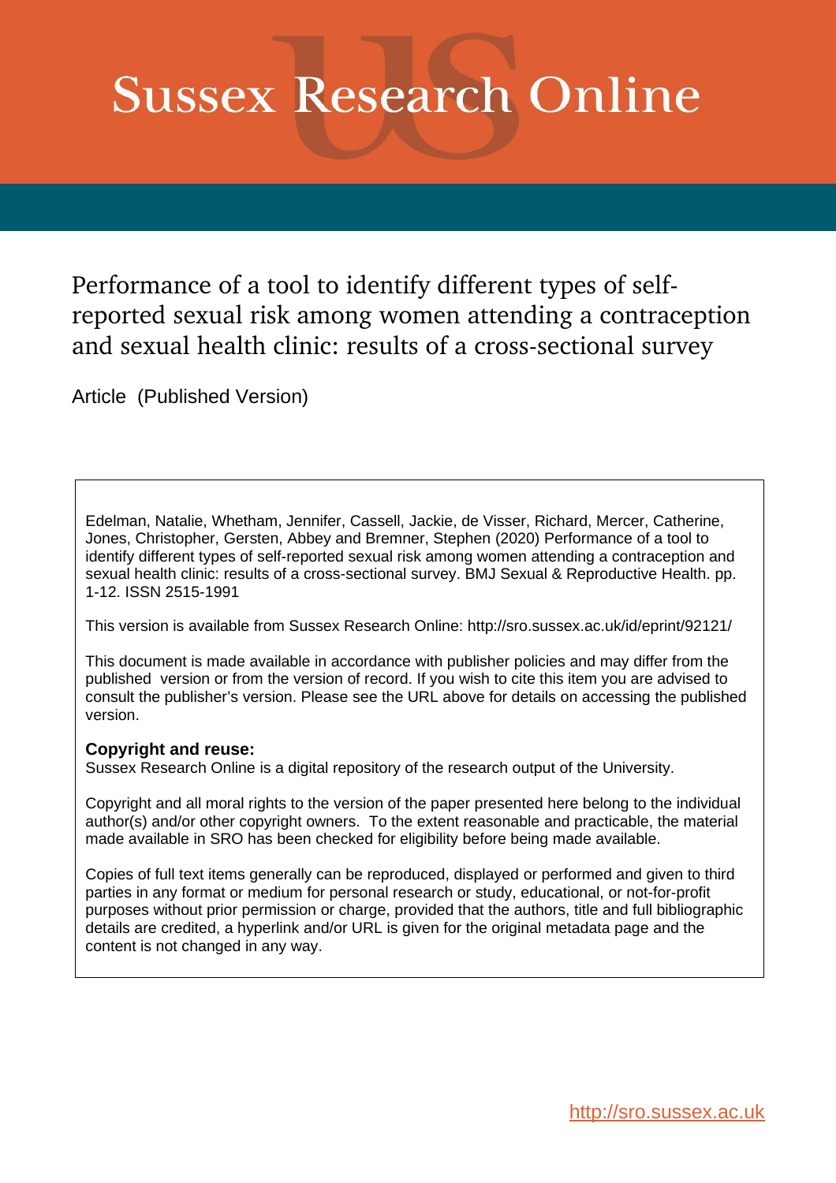# Sussex Research Online

## Performance of a tool to identify different types of self-reported sexual risk among women attending a contraception and sexual health clinic: results of a cross-sectional survey

Article (Published Version)

Edelman, Natalie, Whetham, Jennifer, Cassell, Jackie, de Visser, Richard, Mercer, Catherine, Jones, Christopher, Gersten, Abbey and Bremner, Stephen (2020) Performance of a tool to identify different types of self-reported sexual risk among women attending a contraception and sexual health clinic: results of a cross-sectional survey. BMJ Sexual & Reproductive Health. pp. 1-12. ISSN 2515-1991

This version is available from Sussex Research Online: http://sro.sussex.ac.uk/id/eprint/92121/

This document is made available in accordance with publisher policies and may differ from the published version or from the version of record. If you wish to cite this item you are advised to consult the publisher's version. Please see the URL above for details on accessing the published version.

**Copyright and reuse:**
Sussex Research Online is a digital repository of the research output of the University.

Copyright and all moral rights to the version of the paper presented here belong to the individual author(s) and/or other copyright owners. To the extent reasonable and practicable, the material made available in SRO has been checked for eligibility before being made available.

Copies of full text items generally can be reproduced, displayed or performed and given to third parties in any format or medium for personal research or study, educational, or not-for-profit purposes without prior permission or charge, provided that the authors, title and full bibliographic details are credited, a hyperlink and/or URL is given for the original metadata page and the content is not changed in any way.

http://sro.sussex.ac.uk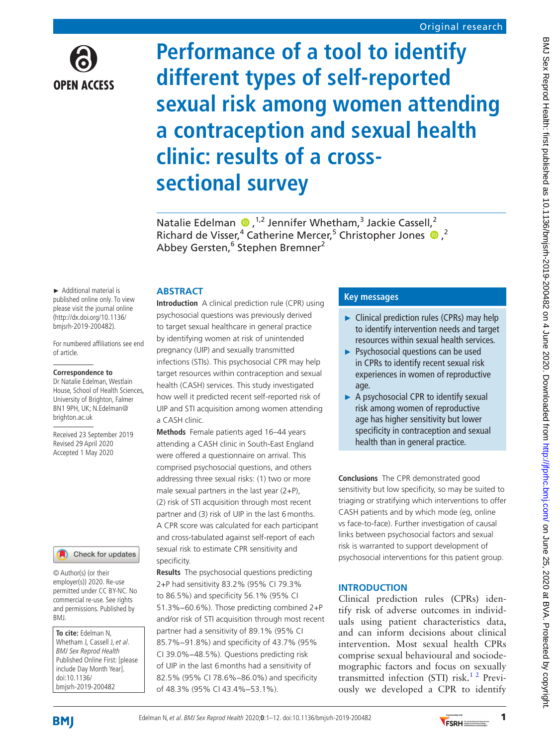# Performance of a tool to identify different types of self-reported sexual risk among women attending a contraception and sexual health clinic: results of a cross-sectional survey

Natalie Edelman,[1,2] Jennifer Whetham,[3] Jackie Cassell,[2] Richard de Visser,[4] Catherine Mercer,[5] Christopher Jones,[2] Abbey Gersten,[6] Stephen Bremner[2]

► Additional material is published online only. To view please visit the journal online (http://dx.doi.org/10.1136/bmjsrh-2019-200482).

For numbered affiliations see end of article.

**Correspondence to**
Dr Natalie Edelman, Westlain House, School of Health Sciences, University of Brighton, Falmer BN1 9PH, UK; N.Edelman@brighton.ac.uk

Received 23 September 2019
Revised 29 April 2020
Accepted 1 May 2020

© Author(s) (or their employer(s)) 2020. Re-use permitted under CC BY-NC. No commercial re-use. See rights and permissions. Published by BMJ.

**To cite:** Edelman N, Whetham J, Cassell J, *et al*. *BMJ Sex Reprod Health* Published Online First: [please include Day Month Year]. doi:10.1136/bmjsrh-2019-200482

## ABSTRACT

**Introduction** A clinical prediction rule (CPR) using psychosocial questions was previously derived to target sexual healthcare in general practice by identifying women at risk of unintended pregnancy (UIP) and sexually transmitted infections (STIs). This psychosocial CPR may help target resources within contraception and sexual health (CASH) services. This study investigated how well it predicted recent self-reported risk of UIP and STI acquisition among women attending a CASH clinic.

**Methods** Female patients aged 16–44 years attending a CASH clinic in South-East England were offered a questionnaire on arrival. This comprised psychosocial questions, and others addressing three sexual risks: (1) two or more male sexual partners in the last year (2+P), (2) risk of STI acquisition through most recent partner and (3) risk of UIP in the last 6 months. A CPR score was calculated for each participant and cross-tabulated against self-report of each sexual risk to estimate CPR sensitivity and specificity.

**Results** The psychosocial questions predicting 2+P had sensitivity 83.2% (95% CI 79.3% to 86.5%) and specificity 56.1% (95% CI 51.3%–60.6%). Those predicting combined 2+P and/or risk of STI acquisition through most recent partner had a sensitivity of 89.1% (95% CI 85.7%–91.8%) and specificity of 43.7% (95% CI 39.0%–48.5%). Questions predicting risk of UIP in the last 6 months had a sensitivity of 82.5% (95% CI 78.6%–86.0%) and specificity of 48.3% (95% CI 43.4%–53.1%).

**Conclusions** The CPR demonstrated good sensitivity but low specificity, so may be suited to triaging or stratifying which interventions to offer CASH patients and by which mode (eg, online vs face-to-face). Further investigation of causal links between psychosocial factors and sexual risk is warranted to support development of psychosocial interventions for this patient group.

## Key messages

- ► Clinical prediction rules (CPRs) may help to identify intervention needs and target resources within sexual health services.
- ► Psychosocial questions can be used in CPRs to identify recent sexual risk experiences in women of reproductive age.
- ► A psychosocial CPR to identify sexual risk among women of reproductive age has higher sensitivity but lower specificity in contraception and sexual health than in general practice.

## INTRODUCTION

Clinical prediction rules (CPRs) identify risk of adverse outcomes in individuals using patient characteristics data, and can inform decisions about clinical intervention. Most sexual health CPRs comprise sexual behavioural and sociodemographic factors and focus on sexually transmitted infection (STI) risk.[1 2] Previously we developed a CPR to identify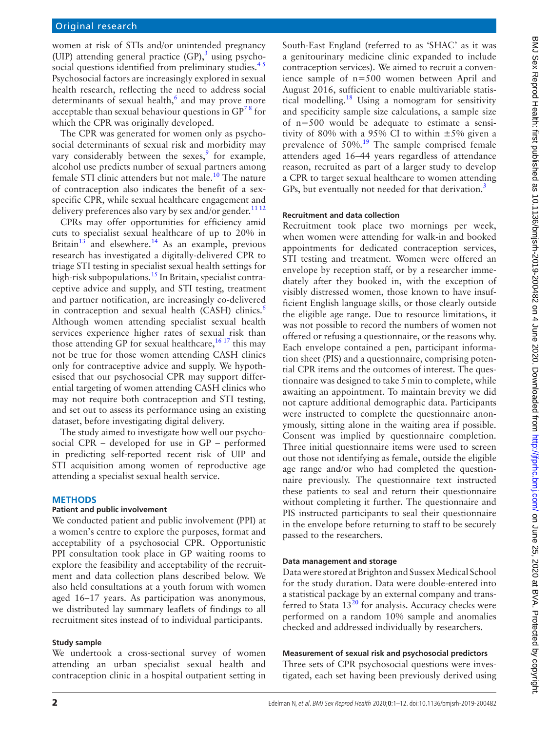women at risk of STIs and/or unintended pregnancy (UIP) attending general practice (GP),[3] using psychosocial questions identified from preliminary studies.[4 5] Psychosocial factors are increasingly explored in sexual health research, reflecting the need to address social determinants of sexual health,[6] and may prove more acceptable than sexual behaviour questions in GP[7 8] for which the CPR was originally developed.

The CPR was generated for women only as psychosocial determinants of sexual risk and morbidity may vary considerably between the sexes,[9] for example, alcohol use predicts number of sexual partners among female STI clinic attenders but not male.[10] The nature of contraception also indicates the benefit of a sex-specific CPR, while sexual healthcare engagement and delivery preferences also vary by sex and/or gender.[11 12]

CPRs may offer opportunities for efficiency amid cuts to specialist sexual healthcare of up to 20% in Britain[13] and elsewhere.[14] As an example, previous research has investigated a digitally-delivered CPR to triage STI testing in specialist sexual health settings for high-risk subpopulations.[15] In Britain, specialist contraceptive advice and supply, and STI testing, treatment and partner notification, are increasingly co-delivered in contraception and sexual health (CASH) clinics.[6] Although women attending specialist sexual health services experience higher rates of sexual risk than those attending GP for sexual healthcare,[16 17] this may not be true for those women attending CASH clinics only for contraceptive advice and supply. We hypothesised that our psychosocial CPR may support differential targeting of women attending CASH clinics who may not require both contraception and STI testing, and set out to assess its performance using an existing dataset, before investigating digital delivery.

The study aimed to investigate how well our psychosocial CPR – developed for use in GP – performed in predicting self-reported recent risk of UIP and STI acquisition among women of reproductive age attending a specialist sexual health service.

## METHODS

### Patient and public involvement

We conducted patient and public involvement (PPI) at a women's centre to explore the purposes, format and acceptability of a psychosocial CPR. Opportunistic PPI consultation took place in GP waiting rooms to explore the feasibility and acceptability of the recruitment and data collection plans described below. We also held consultations at a youth forum with women aged 16–17 years. As participation was anonymous, we distributed lay summary leaflets of findings to all recruitment sites instead of to individual participants.

### Study sample

We undertook a cross-sectional survey of women attending an urban specialist sexual health and contraception clinic in a hospital outpatient setting in South-East England (referred to as 'SHAC' as it was a genitourinary medicine clinic expanded to include contraception services). We aimed to recruit a convenience sample of n=500 women between April and August 2016, sufficient to enable multivariable statistical modelling.[18] Using a nomogram for sensitivity and specificity sample size calculations, a sample size of n=500 would be adequate to estimate a sensitivity of 80% with a 95% CI to within ±5% given a prevalence of 50%.[19] The sample comprised female attenders aged 16–44 years regardless of attendance reason, recruited as part of a larger study to develop a CPR to target sexual healthcare to women attending GPs, but eventually not needed for that derivation.[3]

### Recruitment and data collection

Recruitment took place two mornings per week, when women were attending for walk-in and booked appointments for dedicated contraception services, STI testing and treatment. Women were offered an envelope by reception staff, or by a researcher immediately after they booked in, with the exception of visibly distressed women, those known to have insufficient English language skills, or those clearly outside the eligible age range. Due to resource limitations, it was not possible to record the numbers of women not offered or refusing a questionnaire, or the reasons why. Each envelope contained a pen, participant information sheet (PIS) and a questionnaire, comprising potential CPR items and the outcomes of interest. The questionnaire was designed to take 5 min to complete, while awaiting an appointment. To maintain brevity we did not capture additional demographic data. Participants were instructed to complete the questionnaire anonymously, sitting alone in the waiting area if possible. Consent was implied by questionnaire completion. Three initial questionnaire items were used to screen out those not identifying as female, outside the eligible age range and/or who had completed the questionnaire previously. The questionnaire text instructed these patients to seal and return their questionnaire without completing it further. The questionnaire and PIS instructed participants to seal their questionnaire in the envelope before returning to staff to be securely passed to the researchers.

### Data management and storage

Data were stored at Brighton and Sussex Medical School for the study duration. Data were double-entered into a statistical package by an external company and transferred to Stata 13[20] for analysis. Accuracy checks were performed on a random 10% sample and anomalies checked and addressed individually by researchers.

### Measurement of sexual risk and psychosocial predictors

Three sets of CPR psychosocial questions were investigated, each set having been previously derived using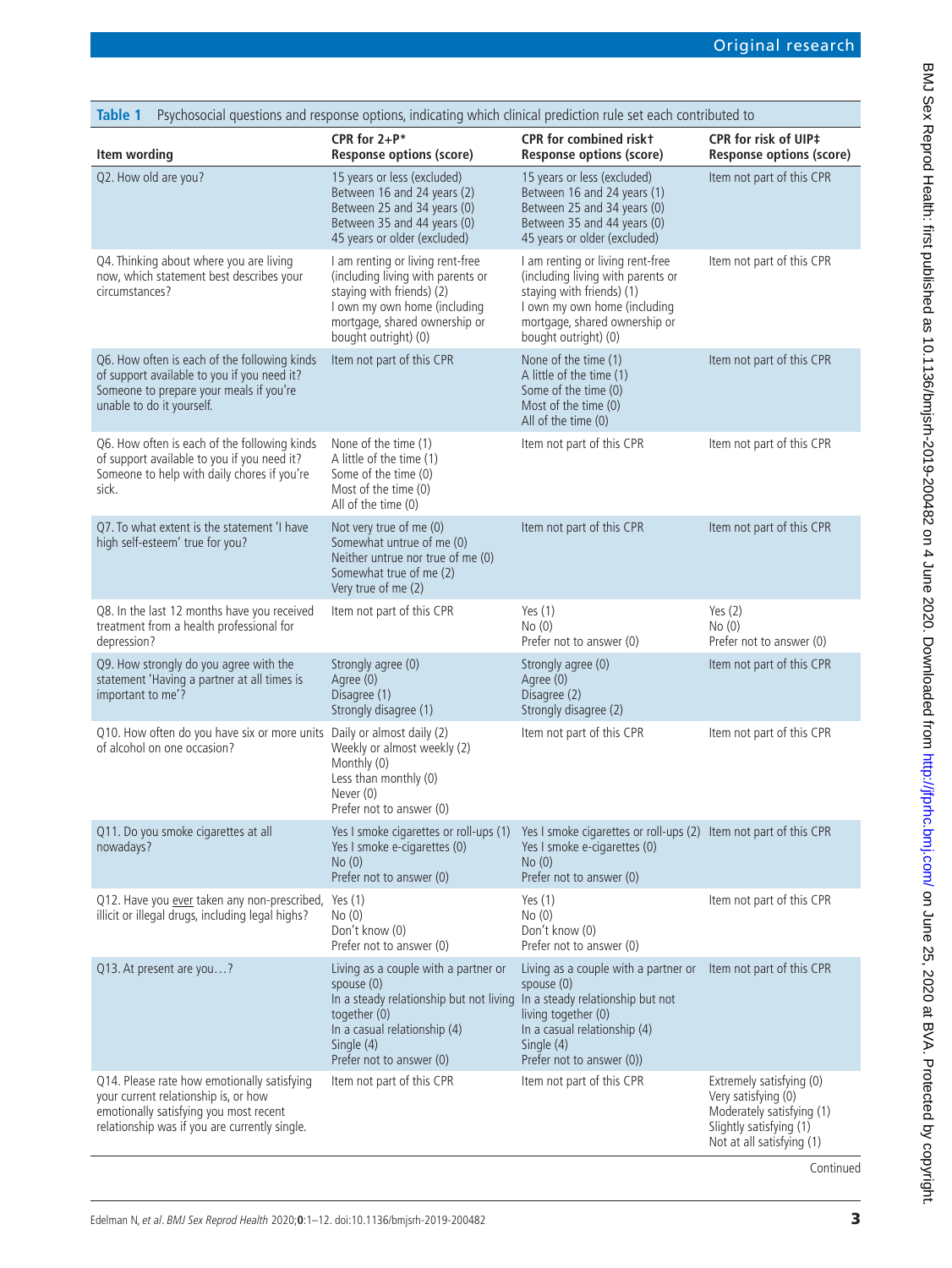**Table 1** Psychosocial questions and response options, indicating which clinical prediction rule set each contributed to

| Item wording | CPR for 2+P* Response options (score) | CPR for combined risk† Response options (score) | CPR for risk of UIP‡ Response options (score) |
|---|---|---|---|
| Q2. How old are you? | 15 years or less (excluded)<br>Between 16 and 24 years (2)<br>Between 25 and 34 years (0)<br>Between 35 and 44 years (0)<br>45 years or older (excluded) | 15 years or less (excluded)<br>Between 16 and 24 years (1)<br>Between 25 and 34 years (0)<br>Between 35 and 44 years (0)<br>45 years or older (excluded) | Item not part of this CPR |
| Q4. Thinking about where you are living now, which statement best describes your circumstances? | I am renting or living rent-free (including living with parents or staying with friends) (2)<br>I own my own home (including mortgage, shared ownership or bought outright) (0) | I am renting or living rent-free (including living with parents or staying with friends) (1)<br>I own my own home (including mortgage, shared ownership or bought outright) (0) | Item not part of this CPR |
| Q6. How often is each of the following kinds of support available to you if you need it? Someone to prepare your meals if you're unable to do it yourself. | Item not part of this CPR | None of the time (1)<br>A little of the time (1)<br>Some of the time (0)<br>Most of the time (0)<br>All of the time (0) | Item not part of this CPR |
| Q6. How often is each of the following kinds of support available to you if you need it? Someone to help with daily chores if you're sick. | None of the time (1)<br>A little of the time (1)<br>Some of the time (0)<br>Most of the time (0)<br>All of the time (0) | Item not part of this CPR | Item not part of this CPR |
| Q7. To what extent is the statement 'I have high self-esteem' true for you? | Not very true of me (0)<br>Somewhat untrue of me (0)<br>Neither untrue nor true of me (0)<br>Somewhat true of me (2)<br>Very true of me (2) | Item not part of this CPR | Item not part of this CPR |
| Q8. In the last 12 months have you received treatment from a health professional for depression? | Item not part of this CPR | Yes (1)<br>No (0)<br>Prefer not to answer (0) | Yes (2)<br>No (0)<br>Prefer not to answer (0) |
| Q9. How strongly do you agree with the statement 'Having a partner at all times is important to me'? | Strongly agree (0)<br>Agree (0)<br>Disagree (1)<br>Strongly disagree (1) | Strongly agree (0)<br>Agree (0)<br>Disagree (2)<br>Strongly disagree (2) | Item not part of this CPR |
| Q10. How often do you have six or more units of alcohol on one occasion? | Daily or almost daily (2)<br>Weekly or almost weekly (2)<br>Monthly (0)<br>Less than monthly (0)<br>Never (0)<br>Prefer not to answer (0) | Item not part of this CPR | Item not part of this CPR |
| Q11. Do you smoke cigarettes at all nowadays? | Yes I smoke cigarettes or roll-ups (1)<br>Yes I smoke e-cigarettes (0)<br>No (0)<br>Prefer not to answer (0) | Yes I smoke cigarettes or roll-ups (2)<br>Yes I smoke e-cigarettes (0)<br>No (0)<br>Prefer not to answer (0) | Item not part of this CPR |
| Q12. Have you ever taken any non-prescribed, illicit or illegal drugs, including legal highs? | Yes (1)<br>No (0)<br>Don't know (0)<br>Prefer not to answer (0) | Yes (1)<br>No (0)<br>Don't know (0)<br>Prefer not to answer (0) | Item not part of this CPR |
| Q13. At present are you…? | Living as a couple with a partner or spouse (0)<br>In a steady relationship but not living together (0)<br>In a casual relationship (4)<br>Single (4)<br>Prefer not to answer (0) | Living as a couple with a partner or spouse (0)<br>In a steady relationship but not living together (0)<br>In a casual relationship (4)<br>Single (4)<br>Prefer not to answer (0)) | Item not part of this CPR |
| Q14. Please rate how emotionally satisfying your current relationship is, or how emotionally satisfying you most recent relationship was if you are currently single. | Item not part of this CPR | Item not part of this CPR | Extremely satisfying (0)<br>Very satisfying (0)<br>Moderately satisfying (1)<br>Slightly satisfying (1)<br>Not at all satisfying (1) |

Continued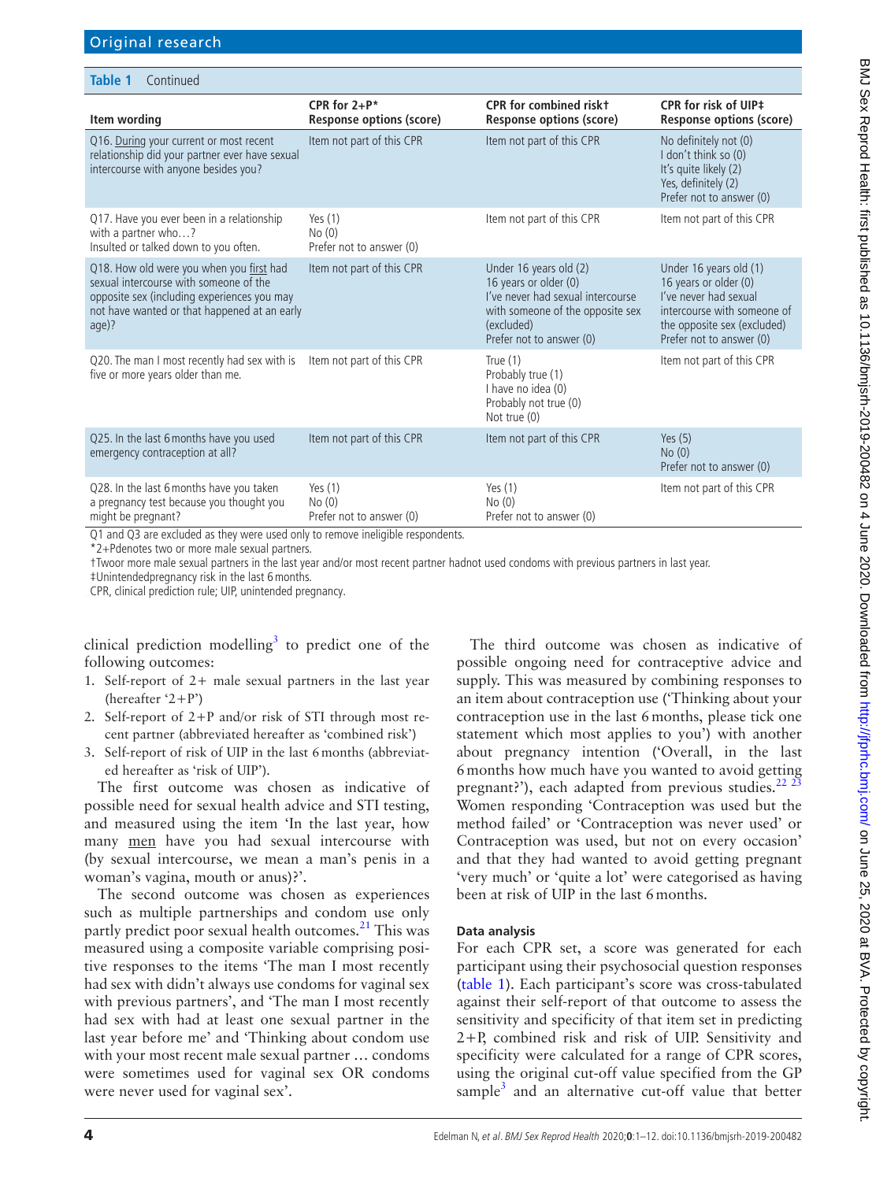**Table 1** Continued

| Item wording | CPR for 2+P* Response options (score) | CPR for combined risk† Response options (score) | CPR for risk of UIP‡ Response options (score) |
|---|---|---|---|
| Q16. During your current or most recent relationship did your partner ever have sexual intercourse with anyone besides you? | Item not part of this CPR | Item not part of this CPR | No definitely not (0)<br>I don't think so (0)<br>It's quite likely (2)<br>Yes, definitely (2)<br>Prefer not to answer (0) |
| Q17. Have you ever been in a relationship with a partner who…?<br>Insulted or talked down to you often. | Yes (1)<br>No (0)<br>Prefer not to answer (0) | Item not part of this CPR | Item not part of this CPR |
| Q18. How old were you when you first had sexual intercourse with someone of the opposite sex (including experiences you may not have wanted or that happened at an early age)? | Item not part of this CPR | Under 16 years old (2)<br>16 years or older (0)<br>I've never had sexual intercourse with someone of the opposite sex (excluded)<br>Prefer not to answer (0) | Under 16 years old (1)<br>16 years or older (0)<br>I've never had sexual intercourse with someone of the opposite sex (excluded)<br>Prefer not to answer (0) |
| Q20. The man I most recently had sex with is five or more years older than me. | Item not part of this CPR | True (1)<br>Probably true (1)<br>I have no idea (0)<br>Probably not true (0)<br>Not true (0) | Item not part of this CPR |
| Q25. In the last 6 months have you used emergency contraception at all? | Item not part of this CPR | Item not part of this CPR | Yes (5)<br>No (0)<br>Prefer not to answer (0) |
| Q28. In the last 6 months have you taken a pregnancy test because you thought you might be pregnant? | Yes (1)<br>No (0)<br>Prefer not to answer (0) | Yes (1)<br>No (0)<br>Prefer not to answer (0) | Item not part of this CPR |

Q1 and Q3 are excluded as they were used only to remove ineligible respondents.
*2+Pdenotes two or more male sexual partners.
†Twoor more male sexual partners in the last year and/or most recent partner hadnot used condoms with previous partners in last year.
‡Unintendedpregnancy risk in the last 6 months.
CPR, clinical prediction rule; UIP, unintended pregnancy.

clinical prediction modelling[3] to predict one of the following outcomes:

1. Self-report of 2+ male sexual partners in the last year (hereafter '2+P')
2. Self-report of 2+P and/or risk of STI through most recent partner (abbreviated hereafter as 'combined risk')
3. Self-report of risk of UIP in the last 6 months (abbreviated hereafter as 'risk of UIP').

The first outcome was chosen as indicative of possible need for sexual health advice and STI testing, and measured using the item 'In the last year, how many men have you had sexual intercourse with (by sexual intercourse, we mean a man's penis in a woman's vagina, mouth or anus)?'.

The second outcome was chosen as experiences such as multiple partnerships and condom use only partly predict poor sexual health outcomes.[21] This was measured using a composite variable comprising positive responses to the items 'The man I most recently had sex with didn't always use condoms for vaginal sex with previous partners', and 'The man I most recently had sex with had at least one sexual partner in the last year before me' and 'Thinking about condom use with your most recent male sexual partner … condoms were sometimes used for vaginal sex OR condoms were never used for vaginal sex'.

The third outcome was chosen as indicative of possible ongoing need for contraceptive advice and supply. This was measured by combining responses to an item about contraception use ('Thinking about your contraception use in the last 6 months, please tick one statement which most applies to you') with another about pregnancy intention ('Overall, in the last 6 months how much have you wanted to avoid getting pregnant?'), each adapted from previous studies.[22 23] Women responding 'Contraception was used but the method failed' or 'Contraception was never used' or Contraception was used, but not on every occasion' and that they had wanted to avoid getting pregnant 'very much' or 'quite a lot' were categorised as having been at risk of UIP in the last 6 months.

### Data analysis

For each CPR set, a score was generated for each participant using their psychosocial question responses (table 1). Each participant's score was cross-tabulated against their self-report of that outcome to assess the sensitivity and specificity of that item set in predicting 2+P, combined risk and risk of UIP. Sensitivity and specificity were calculated for a range of CPR scores, using the original cut-off value specified from the GP sample[3] and an alternative cut-off value that better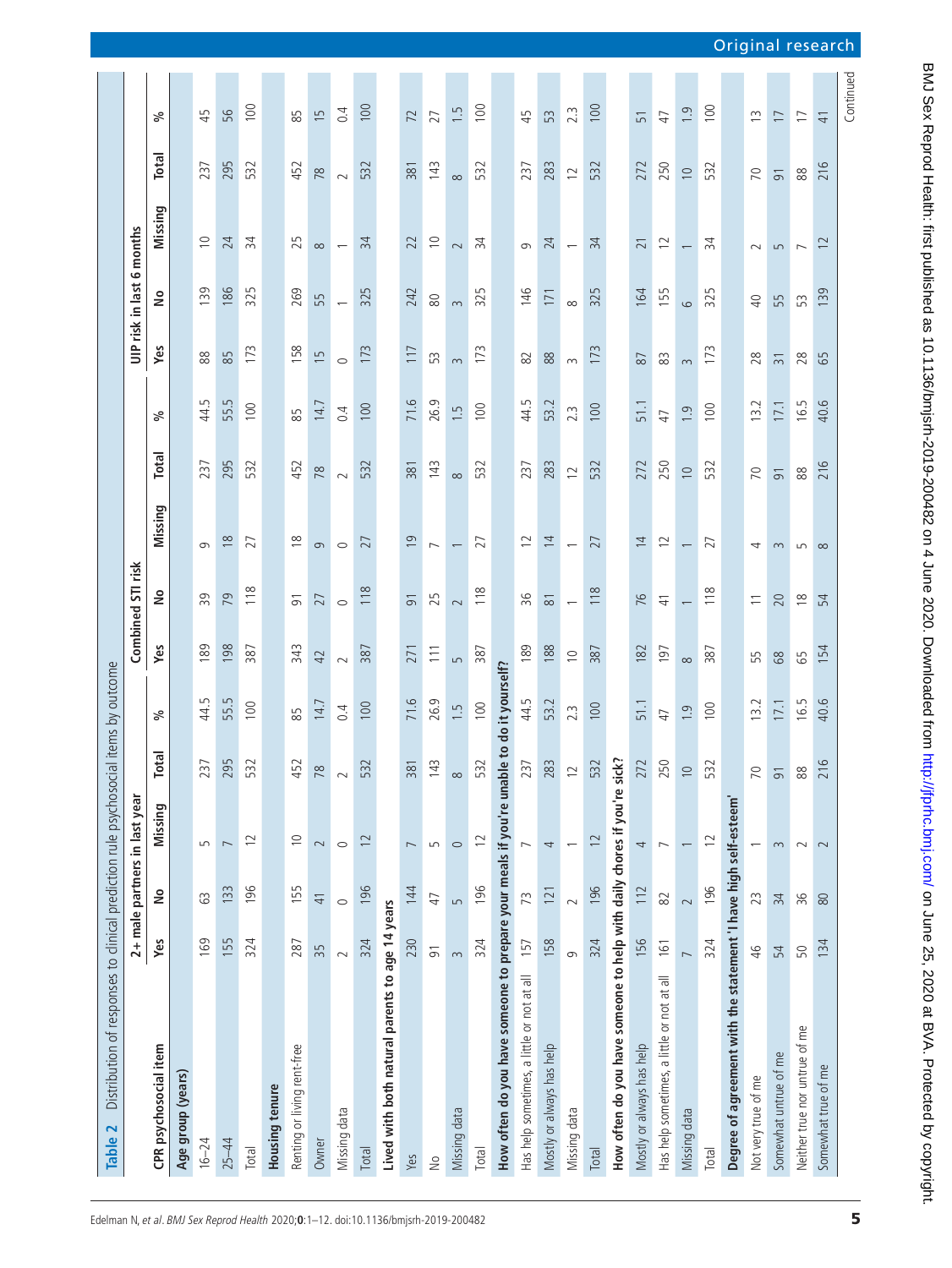**Table 2** Distribution of responses to clinical prediction rule psychosocial items by outcome

| CPR psychosocial item | 2+ male partners in last year | | | | | Combined STI risk | | | | | UIP risk in last 6 months | | | | |
|---|---|---|---|---|---|---|---|---|---|---|---|---|---|---|---|
| | Yes | No | Missing | Total | % | Yes | No | Missing | Total | % | Yes | No | Missing | Total | % |
| **Age group (years)** | | | | | | | | | | | | | | | |
| 16–24 | 169 | 63 | 5 | 237 | 44.5 | 189 | 39 | 9 | 237 | 44.5 | 88 | 139 | 10 | 237 | 45 |
| 25–44 | 155 | 133 | 7 | 295 | 55.5 | 198 | 79 | 18 | 295 | 55.5 | 85 | 186 | 24 | 295 | 56 |
| Total | 324 | 196 | 12 | 532 | 100 | 387 | 118 | 27 | 532 | 100 | 173 | 325 | 34 | 532 | 100 |
| **Housing tenure** | | | | | | | | | | | | | | | |
| Renting or living rent-free | 287 | 155 | 10 | 452 | 85 | 343 | 91 | 18 | 452 | 85 | 158 | 269 | 25 | 452 | 85 |
| Owner | 35 | 41 | 2 | 78 | 14.7 | 42 | 27 | 9 | 78 | 14.7 | 15 | 55 | 8 | 78 | 15 |
| Missing data | 2 | 0 | 0 | 2 | 0.4 | 2 | 0 | 0 | 2 | 0.4 | 0 | 1 | 1 | 2 | 0.4 |
| Total | 324 | 196 | 12 | 532 | 100 | 387 | 118 | 27 | 532 | 100 | 173 | 325 | 34 | 532 | 100 |
| **Lived with both natural parents to age 14 years** | | | | | | | | | | | | | | | |
| Yes | 230 | 144 | 7 | 381 | 71.6 | 271 | 91 | 19 | 381 | 71.6 | 117 | 242 | 22 | 381 | 72 |
| No | 91 | 47 | 5 | 143 | 26.9 | 111 | 25 | 7 | 143 | 26.9 | 53 | 80 | 10 | 143 | 27 |
| Missing data | 3 | 5 | 0 | 8 | 1.5 | 5 | 2 | 1 | 8 | 1.5 | 3 | 3 | 2 | 8 | 1.5 |
| Total | 324 | 196 | 12 | 532 | 100 | 387 | 118 | 27 | 532 | 100 | 173 | 325 | 34 | 532 | 100 |
| **How often do you have someone to prepare your meals if you're unable to do it yourself?** | | | | | | | | | | | | | | | |
| Has help sometimes, a little or not at all | 157 | 73 | 7 | 237 | 44.5 | 189 | 36 | 12 | 237 | 44.5 | 82 | 146 | 9 | 237 | 45 |
| Mostly or always has help | 158 | 121 | 4 | 283 | 53.2 | 188 | 81 | 14 | 283 | 53.2 | 88 | 171 | 24 | 283 | 53 |
| Missing data | 9 | 2 | 1 | 12 | 2.3 | 10 | 1 | 1 | 12 | 2.3 | 3 | 8 | 1 | 12 | 2.3 |
| Total | 324 | 196 | 12 | 532 | 100 | 387 | 118 | 27 | 532 | 100 | 173 | 325 | 34 | 532 | 100 |
| **How often do you have someone to help with daily chores if you're sick?** | | | | | | | | | | | | | | | |
| Mostly or always has help | 156 | 112 | 4 | 272 | 51.1 | 182 | 76 | 14 | 272 | 51.1 | 87 | 164 | 21 | 272 | 51 |
| Has help sometimes, a little or not at all | 161 | 82 | 7 | 250 | 47 | 197 | 41 | 12 | 250 | 47 | 83 | 155 | 12 | 250 | 47 |
| Missing data | 7 | 2 | 1 | 10 | 1.9 | 8 | 1 | 1 | 10 | 1.9 | 3 | 6 | 1 | 10 | 1.9 |
| Total | 324 | 196 | 12 | 532 | 100 | 387 | 118 | 27 | 532 | 100 | 173 | 325 | 34 | 532 | 100 |
| **Degree of agreement with the statement 'I have high self-esteem'** | | | | | | | | | | | | | | | |
| Not very true of me | 46 | 23 | 1 | 70 | 13.2 | 55 | 11 | 4 | 70 | 13.2 | 28 | 40 | 2 | 70 | 13 |
| Somewhat untrue of me | 54 | 34 | 3 | 91 | 17.1 | 68 | 20 | 3 | 91 | 17.1 | 31 | 55 | 5 | 91 | 17 |
| Neither true nor untrue of me | 50 | 36 | 2 | 88 | 16.5 | 65 | 18 | 5 | 88 | 16.5 | 28 | 53 | 7 | 88 | 17 |
| Somewhat true of me | 134 | 80 | 2 | 216 | 40.6 | 154 | 54 | 8 | 216 | 40.6 | 65 | 139 | 12 | 216 | 41 |

Continued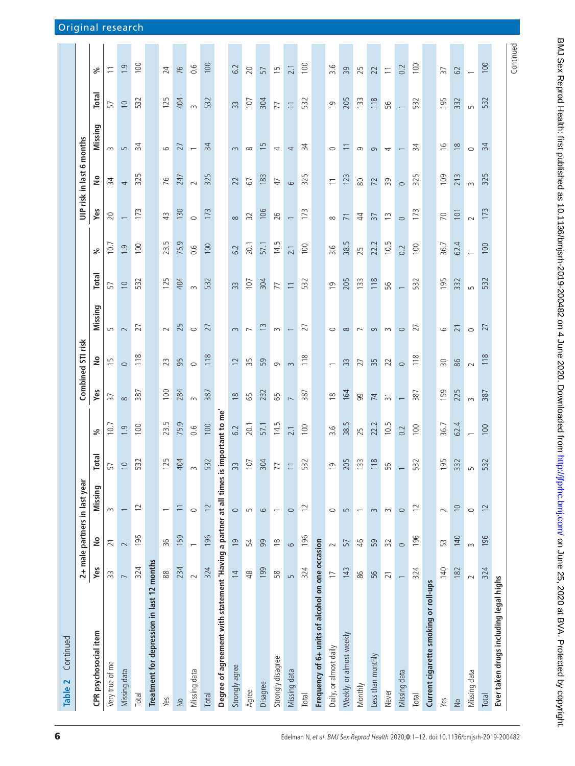**Table 2** Continued

| CPR psychosocial item | 2+ male partners in last year | | | | | Combined STI risk | | | | | UIP risk in last 6 months | | | | |
|---|---|---|---|---|---|---|---|---|---|---|---|---|---|---|---|
| | Yes | No | Missing | Total | % | Yes | No | Missing | Total | % | Yes | No | Missing | Total | % |
| Very true of me | 33 | 21 | 3 | 57 | 10.7 | 37 | 15 | 5 | 57 | 10.7 | 20 | 34 | 3 | 57 | 11 |
| Missing data | 7 | 2 | 1 | 10 | 1.9 | 8 | 0 | 2 | 10 | 1.9 | 1 | 4 | 5 | 10 | 1.9 |
| Total | 324 | 196 | 12 | 532 | 100 | 387 | 118 | 27 | 532 | 100 | 173 | 325 | 34 | 532 | 100 |
| **Treatment for depression in last 12 months** | | | | | | | | | | | | | | | |
| Yes | 88 | 36 | 1 | 125 | 23.5 | 100 | 23 | 2 | 125 | 23.5 | 43 | 76 | 6 | 125 | 24 |
| No | 234 | 159 | 11 | 404 | 75.9 | 284 | 95 | 25 | 404 | 75.9 | 130 | 247 | 27 | 404 | 76 |
| Missing data | 2 | 1 | 0 | 3 | 0.6 | 3 | 0 | 0 | 3 | 0.6 | 0 | 2 | 1 | 3 | 0.6 |
| Total | 324 | 196 | 12 | 532 | 100 | 387 | 118 | 27 | 532 | 100 | 173 | 325 | 34 | 532 | 100 |
| **Degree of agreement with statement 'Having a partner at all times is important to me'** | | | | | | | | | | | | | | | |
| Strongly agree | 14 | 19 | 0 | 33 | 6.2 | 18 | 12 | 3 | 33 | 6.2 | 8 | 22 | 3 | 33 | 6.2 |
| Agree | 48 | 54 | 5 | 107 | 20.1 | 65 | 35 | 7 | 107 | 20.1 | 32 | 67 | 8 | 107 | 20 |
| Disagree | 199 | 99 | 6 | 304 | 57.1 | 232 | 59 | 13 | 304 | 57.1 | 106 | 183 | 15 | 304 | 57 |
| Strongly disagree | 58 | 18 | 1 | 77 | 14.5 | 65 | 9 | 3 | 77 | 14.5 | 26 | 47 | 4 | 77 | 15 |
| Missing data | 5 | 6 | 0 | 11 | 2.1 | 7 | 3 | 1 | 11 | 2.1 | 1 | 6 | 4 | 11 | 2.1 |
| Total | 324 | 196 | 12 | 532 | 100 | 387 | 118 | 27 | 532 | 100 | 173 | 325 | 34 | 532 | 100 |
| **Frequency of 6+ units of alcohol on one occasion** | | | | | | | | | | | | | | | |
| Daily, or almost daily | 17 | 2 | 0 | 19 | 3.6 | 18 | 1 | 0 | 19 | 3.6 | 8 | 11 | 0 | 19 | 3.6 |
| Weekly, or almost weekly | 143 | 57 | 5 | 205 | 38.5 | 164 | 33 | 8 | 205 | 38.5 | 71 | 123 | 11 | 205 | 39 |
| Monthly | 86 | 46 | 1 | 133 | 25 | 99 | 27 | 7 | 133 | 25 | 44 | 80 | 9 | 133 | 25 |
| Less than monthly | 56 | 59 | 3 | 118 | 22.2 | 74 | 35 | 9 | 118 | 22.2 | 37 | 72 | 9 | 118 | 22 |
| Never | 21 | 32 | 3 | 56 | 10.5 | 31 | 22 | 3 | 56 | 10.5 | 13 | 39 | 4 | 56 | 11 |
| Missing data | 1 | 0 | 0 | 1 | 0.2 | 1 | 0 | 0 | 1 | 0.2 | 0 | 0 | 1 | 1 | 0.2 |
| Total | 324 | 196 | 12 | 532 | 100 | 387 | 118 | 27 | 532 | 100 | 173 | 325 | 34 | 532 | 100 |
| **Current cigarette smoking or roll-ups** | | | | | | | | | | | | | | | |
| Yes | 140 | 53 | 2 | 195 | 36.7 | 159 | 30 | 6 | 195 | 36.7 | 70 | 109 | 16 | 195 | 37 |
| No | 182 | 140 | 10 | 332 | 62.4 | 225 | 86 | 21 | 332 | 62.4 | 101 | 213 | 18 | 332 | 62 |
| Missing data | 2 | 3 | 0 | 5 | 1 | 3 | 2 | 0 | 5 | 1 | 2 | 3 | 0 | 5 | 1 |
| Total | 324 | 196 | 12 | 532 | 100 | 387 | 118 | 27 | 532 | 100 | 173 | 325 | 34 | 532 | 100 |
| **Ever taken drugs including legal highs** | | | | | | | | | | | | | | | |

Continued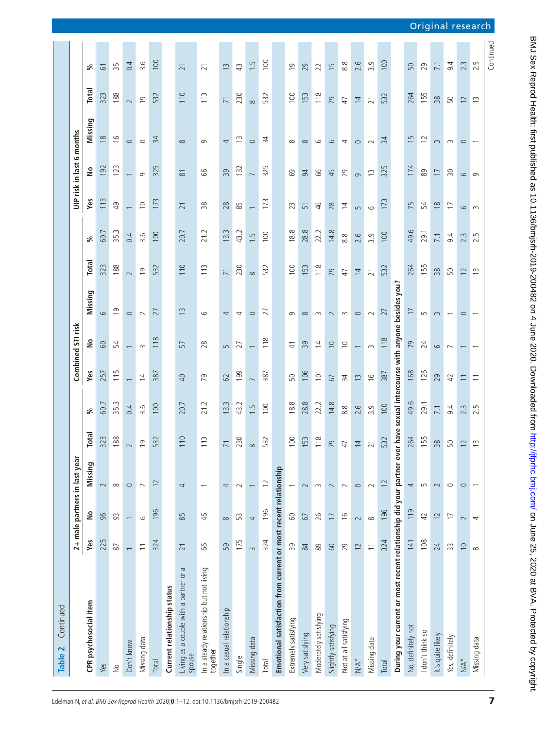**Table 2** Continued

| CPR psychosocial item | 2+ male partners in last year | | | | | Combined STI risk | | | | | UIP risk in last 6 months | | | | |
|---|---|---|---|---|---|---|---|---|---|---|---|---|---|---|---|
| | Yes | No | Missing | Total | % | Yes | No | Missing | Total | % | Yes | No | Missing | Total | % |
| Yes | 225 | 96 | 2 | 323 | 60.7 | 257 | 60 | 6 | 323 | 60.7 | 113 | 192 | 18 | 323 | 61 |
| No | 87 | 93 | 8 | 188 | 35.3 | 115 | 54 | 19 | 188 | 35.3 | 49 | 123 | 16 | 188 | 35 |
| Don't know | 1 | 1 | 0 | 2 | 0.4 | 1 | 1 | 0 | 2 | 0.4 | 1 | 1 | 0 | 2 | 0.4 |
| Missing data | 11 | 6 | 2 | 19 | 3.6 | 14 | 3 | 2 | 19 | 3.6 | 10 | 9 | 0 | 19 | 3.6 |
| Total | 324 | 196 | 12 | 532 | 100 | 387 | 118 | 27 | 532 | 100 | 173 | 325 | 34 | 532 | 100 |
| **Current relationship status** | | | | | | | | | | | | | | | |
| Living as a couple with a partner or a spouse | 21 | 85 | 4 | 110 | 20.7 | 40 | 57 | 13 | 110 | 20.7 | 21 | 81 | 8 | 110 | 21 |
| In a steady relationship but not living together | 66 | 46 | 1 | 113 | 21.2 | 79 | 28 | 6 | 113 | 21.2 | 38 | 66 | 9 | 113 | 21 |
| In a casual relationship | 59 | 8 | 4 | 71 | 13.3 | 62 | 5 | 4 | 71 | 13.3 | 28 | 39 | 4 | 71 | 13 |
| Single | 175 | 53 | 2 | 230 | 43.2 | 199 | 27 | 4 | 230 | 43.2 | 85 | 132 | 13 | 230 | 43 |
| Missing data | 3 | 4 | 1 | 8 | 1.5 | 7 | 1 | 0 | 8 | 1.5 | 1 | 7 | 0 | 8 | 1.5 |
| Total | 324 | 196 | 12 | 532 | 100 | 387 | 118 | 27 | 532 | 100 | 173 | 325 | 34 | 532 | 100 |
| **Emotional satisfaction from current or most recent relationship** | | | | | | | | | | | | | | | |
| Extremely satisfying | 39 | 60 | 1 | 100 | 18.8 | 50 | 41 | 9 | 100 | 18.8 | 23 | 69 | 8 | 100 | 19 |
| Very satisfying | 84 | 67 | 2 | 153 | 28.8 | 106 | 39 | 8 | 153 | 28.8 | 51 | 94 | 8 | 153 | 29 |
| Moderately satisfying | 89 | 26 | 3 | 118 | 22.2 | 101 | 14 | 3 | 118 | 22.2 | 46 | 66 | 6 | 118 | 22 |
| Slightly satisfying | 60 | 17 | 2 | 79 | 14.8 | 67 | 10 | 2 | 79 | 14.8 | 28 | 45 | 6 | 79 | 15 |
| Not at all satisfying | 29 | 16 | 2 | 47 | 8.8 | 34 | 10 | 3 | 47 | 8.8 | 14 | 29 | 4 | 47 | 8.8 |
| N/A* | 12 | 2 | 0 | 14 | 2.6 | 13 | 1 | 0 | 14 | 2.6 | 5 | 9 | 0 | 14 | 2.6 |
| Missing data | 11 | 8 | 2 | 21 | 3.9 | 16 | 3 | 2 | 21 | 3.9 | 6 | 13 | 2 | 21 | 3.9 |
| Total | 324 | 196 | 12 | 532 | 100 | 387 | 118 | 27 | 532 | 100 | 173 | 325 | 34 | 532 | 100 |
| **During your current or most recent relationship did your partner ever have sexual intercourse with anyone besides you?** | | | | | | | | | | | | | | | |
| No, definitely not | 141 | 119 | 4 | 264 | 49.6 | 168 | 79 | 17 | 264 | 49.6 | 75 | 174 | 15 | 264 | 50 |
| I don't think so | 108 | 42 | 5 | 155 | 29.1 | 126 | 24 | 5 | 155 | 29.1 | 54 | 89 | 12 | 155 | 29 |
| It's quite likely | 24 | 12 | 2 | 38 | 7.1 | 29 | 6 | 3 | 38 | 7.1 | 18 | 17 | 3 | 38 | 7.1 |
| Yes, definitely | 33 | 17 | 0 | 50 | 9.4 | 42 | 7 | 1 | 50 | 9.4 | 17 | 30 | 3 | 50 | 9.4 |
| N/A* | 10 | 2 | 0 | 12 | 2.3 | 11 | 1 | 0 | 12 | 2.3 | 6 | 6 | 0 | 12 | 2.3 |
| Missing data | 8 | 4 | 1 | 13 | 2.5 | 11 | 1 | 1 | 13 | 2.5 | 3 | 9 | 1 | 13 | 2.5 |

Continued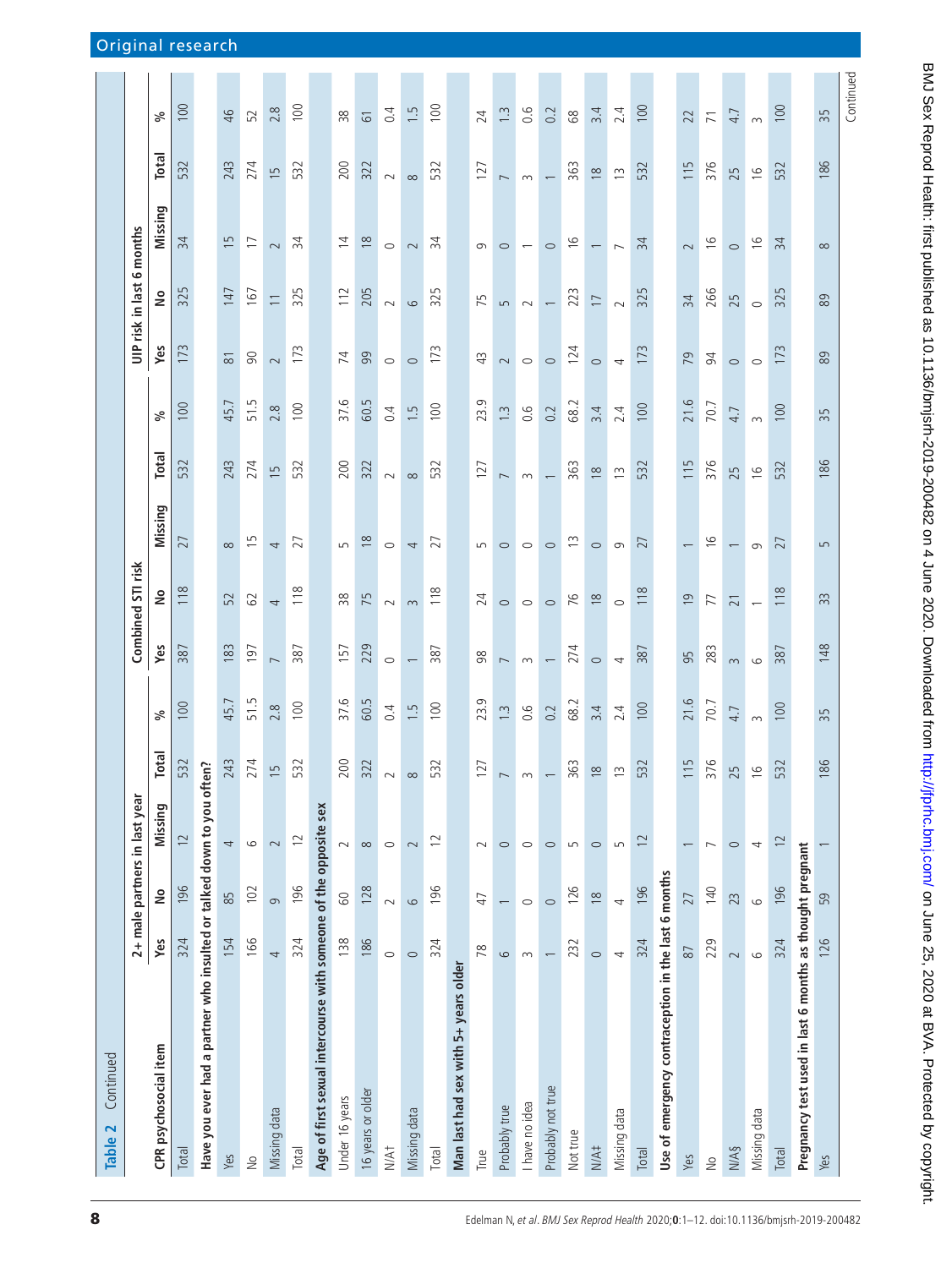**Table 2** Continued

| CPR psychosocial item | 2+ male partners in last year | | | | | Combined STI risk | | | | | UIP risk in last 6 months | | | | |
|---|---|---|---|---|---|---|---|---|---|---|---|---|---|---|---|
| | Yes | No | Missing | Total | % | Yes | No | Missing | Total | % | Yes | No | Missing | Total | % |
| Total | 324 | 196 | 12 | 532 | 100 | 387 | 118 | 27 | 532 | 100 | 173 | 325 | 34 | 532 | 100 |
| **Have you ever had a partner who insulted or talked down to you often?** | | | | | | | | | | | | | | | |
| Yes | 154 | 85 | 4 | 243 | 45.7 | 183 | 52 | 8 | 243 | 45.7 | 81 | 147 | 15 | 243 | 46 |
| No | 166 | 102 | 6 | 274 | 51.5 | 197 | 62 | 15 | 274 | 51.5 | 90 | 167 | 17 | 274 | 52 |
| Missing data | 4 | 9 | 2 | 15 | 2.8 | 7 | 4 | 4 | 15 | 2.8 | 2 | 11 | 2 | 15 | 2.8 |
| Total | 324 | 196 | 12 | 532 | 100 | 387 | 118 | 27 | 532 | 100 | 173 | 325 | 34 | 532 | 100 |
| **Age of first sexual intercourse with someone of the opposite sex** | | | | | | | | | | | | | | | |
| Under 16 years | 138 | 60 | 2 | 200 | 37.6 | 157 | 38 | 5 | 200 | 37.6 | 74 | 112 | 14 | 200 | 38 |
| 16 years or older | 186 | 128 | 8 | 322 | 60.5 | 229 | 75 | 18 | 322 | 60.5 | 99 | 205 | 18 | 322 | 61 |
| N/A† | 0 | 2 | 0 | 2 | 0.4 | 0 | 2 | 0 | 2 | 0.4 | 0 | 2 | 0 | 2 | 0.4 |
| Missing data | 0 | 6 | 2 | 8 | 1.5 | 1 | 3 | 4 | 8 | 1.5 | 0 | 6 | 2 | 8 | 1.5 |
| Total | 324 | 196 | 12 | 532 | 100 | 387 | 118 | 27 | 532 | 100 | 173 | 325 | 34 | 532 | 100 |
| **Man last had sex with 5+ years older** | | | | | | | | | | | | | | | |
| True | 78 | 47 | 2 | 127 | 23.9 | 98 | 24 | 5 | 127 | 23.9 | 43 | 75 | 9 | 127 | 24 |
| Probably true | 6 | 1 | 0 | 7 | 1.3 | 7 | 0 | 0 | 7 | 1.3 | 2 | 5 | 0 | 7 | 1.3 |
| I have no idea | 3 | 0 | 0 | 3 | 0.6 | 3 | 0 | 0 | 3 | 0.6 | 0 | 2 | 1 | 3 | 0.6 |
| Probably not true | 1 | 0 | 0 | 1 | 0.2 | 1 | 0 | 0 | 1 | 0.2 | 0 | 1 | 0 | 1 | 0.2 |
| Not true | 232 | 126 | 5 | 363 | 68.2 | 274 | 76 | 13 | 363 | 68.2 | 124 | 223 | 16 | 363 | 68 |
| N/A‡ | 0 | 18 | 0 | 18 | 3.4 | 0 | 18 | 0 | 18 | 3.4 | 0 | 17 | 1 | 18 | 3.4 |
| Missing data | 4 | 4 | 5 | 13 | 2.4 | 4 | 0 | 9 | 13 | 2.4 | 4 | 2 | 7 | 13 | 2.4 |
| Total | 324 | 196 | 12 | 532 | 100 | 387 | 118 | 27 | 532 | 100 | 173 | 325 | 34 | 532 | 100 |
| **Use of emergency contraception in the last 6 months** | | | | | | | | | | | | | | | |
| Yes | 87 | 27 | 1 | 115 | 21.6 | 95 | 19 | 1 | 115 | 21.6 | 79 | 34 | 2 | 115 | 22 |
| No | 229 | 140 | 7 | 376 | 70.7 | 283 | 77 | 16 | 376 | 70.7 | 94 | 266 | 16 | 376 | 71 |
| N/A§ | 2 | 23 | 0 | 25 | 4.7 | 3 | 21 | 1 | 25 | 4.7 | 0 | 25 | 0 | 25 | 4.7 |
| Missing data | 6 | 6 | 4 | 16 | 3 | 6 | 1 | 9 | 16 | 3 | 0 | 0 | 16 | 16 | 3 |
| Total | 324 | 196 | 12 | 532 | 100 | 387 | 118 | 27 | 532 | 100 | 173 | 325 | 34 | 532 | 100 |
| **Pregnancy test used in last 6 months as thought pregnant** | | | | | | | | | | | | | | | |
| Yes | 126 | 59 | 1 | 186 | 35 | 148 | 33 | 5 | 186 | 35 | 89 | 89 | 8 | 186 | 35 |

Continued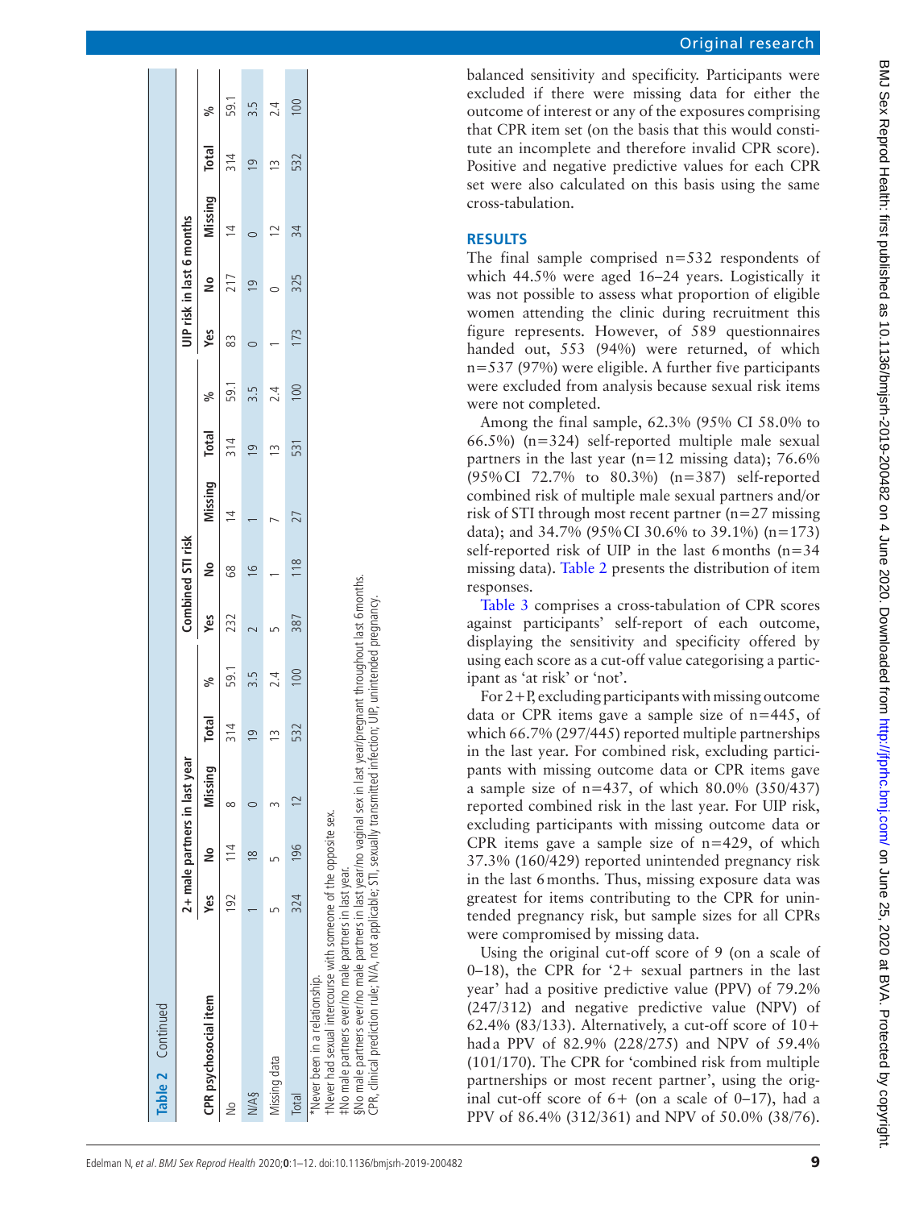**Table 2** Continued

| CPR psychosocial item | 2+ male partners in last year | | | | | Combined STI risk | | | | | UIP risk in last 6 months | | | | |
|---|---|---|---|---|---|---|---|---|---|---|---|---|---|---|---|
| | Yes | No | Missing | Total | % | Yes | No | Missing | Total | % | Yes | No | Missing | Total | % |
| No | 192 | 114 | 8 | 314 | 59.1 | 232 | 68 | 14 | 314 | 59.1 | 83 | 217 | 14 | 314 | 59.1 |
| N/A§ | 1 | 18 | 0 | 19 | 3.5 | 2 | 16 | 1 | 19 | 3.5 | 0 | 19 | 0 | 19 | 3.5 |
| Missing data | 5 | 5 | 3 | 13 | 2.4 | 5 | 1 | 7 | 13 | 2.4 | 1 | 0 | 12 | 13 | 2.4 |
| Total | 324 | 196 | 12 | 532 | 100 | 387 | 118 | 27 | 531 | 100 | 173 | 325 | 34 | 532 | 100 |

*Never been in a relationship.
†Never had sexual intercourse with someone of the opposite sex.
‡No male partners ever/no male partners in last year.
§No male partners ever/no male partners in last year/no vaginal sex in last year/pregnant throughout last 6 months.
CPR, clinical prediction rule; N/A, not applicable; STI, sexually transmitted infection; UIP, unintended pregnancy.

balanced sensitivity and specificity. Participants were excluded if there were missing data for either the outcome of interest or any of the exposures comprising that CPR item set (on the basis that this would constitute an incomplete and therefore invalid CPR score). Positive and negative predictive values for each CPR set were also calculated on this basis using the same cross-tabulation.

## RESULTS

The final sample comprised n=532 respondents of which 44.5% were aged 16–24 years. Logistically it was not possible to assess what proportion of eligible women attending the clinic during recruitment this figure represents. However, of 589 questionnaires handed out, 553 (94%) were returned, of which n=537 (97%) were eligible. A further five participants were excluded from analysis because sexual risk items were not completed.

Among the final sample, 62.3% (95% CI 58.0% to 66.5%) (n=324) self-reported multiple male sexual partners in the last year (n=12 missing data); 76.6% (95% CI 72.7% to 80.3%) (n=387) self-reported combined risk of multiple male sexual partners and/or risk of STI through most recent partner (n=27 missing data); and 34.7% (95% CI 30.6% to 39.1%) (n=173) self-reported risk of UIP in the last 6 months (n=34 missing data). Table 2 presents the distribution of item responses.

Table 3 comprises a cross-tabulation of CPR scores against participants' self-report of each outcome, displaying the sensitivity and specificity offered by using each score as a cut-off value categorising a participant as 'at risk' or 'not'.

For 2+P, excluding participants with missing outcome data or CPR items gave a sample size of n=445, of which 66.7% (297/445) reported multiple partnerships in the last year. For combined risk, excluding participants with missing outcome data or CPR items gave a sample size of n=437, of which 80.0% (350/437) reported combined risk in the last year. For UIP risk, excluding participants with missing outcome data or CPR items gave a sample size of n=429, of which 37.3% (160/429) reported unintended pregnancy risk in the last 6 months. Thus, missing exposure data was greatest for items contributing to the CPR for unintended pregnancy risk, but sample sizes for all CPRs were compromised by missing data.

Using the original cut-off score of 9 (on a scale of 0–18), the CPR for '2+ sexual partners in the last year' had a positive predictive value (PPV) of 79.2% (247/312) and negative predictive value (NPV) of 62.4% (83/133). Alternatively, a cut-off score of 10+ had a PPV of 82.9% (228/275) and NPV of 59.4% (101/170). The CPR for 'combined risk from multiple partnerships or most recent partner', using the original cut-off score of 6+ (on a scale of 0–17), had a PPV of 86.4% (312/361) and NPV of 50.0% (38/76).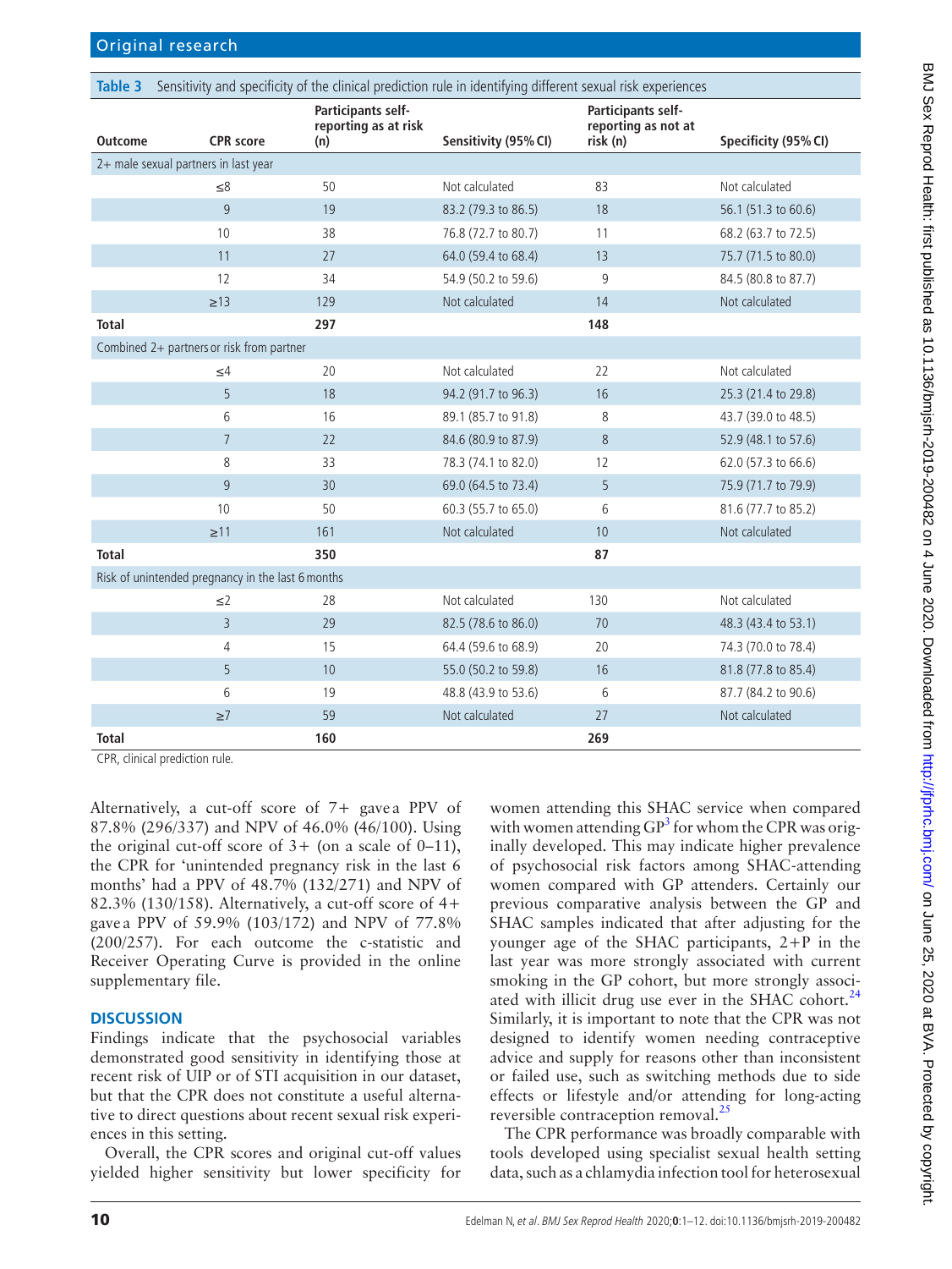**Table 3** Sensitivity and specificity of the clinical prediction rule in identifying different sexual risk experiences

| Outcome | CPR score | Participants self-reporting as at risk (n) | Sensitivity (95% CI) | Participants self-reporting as not at risk (n) | Specificity (95% CI) |
|---|---|---|---|---|---|
| 2+ male sexual partners in last year | | | | | |
| | ≤8 | 50 | Not calculated | 83 | Not calculated |
| | 9 | 19 | 83.2 (79.3 to 86.5) | 18 | 56.1 (51.3 to 60.6) |
| | 10 | 38 | 76.8 (72.7 to 80.7) | 11 | 68.2 (63.7 to 72.5) |
| | 11 | 27 | 64.0 (59.4 to 68.4) | 13 | 75.7 (71.5 to 80.0) |
| | 12 | 34 | 54.9 (50.2 to 59.6) | 9 | 84.5 (80.8 to 87.7) |
| | ≥13 | 129 | Not calculated | 14 | Not calculated |
| **Total** | | **297** | | **148** | |
| Combined 2+ partners or risk from partner | | | | | |
| | ≤4 | 20 | Not calculated | 22 | Not calculated |
| | 5 | 18 | 94.2 (91.7 to 96.3) | 16 | 25.3 (21.4 to 29.8) |
| | 6 | 16 | 89.1 (85.7 to 91.8) | 8 | 43.7 (39.0 to 48.5) |
| | 7 | 22 | 84.6 (80.9 to 87.9) | 8 | 52.9 (48.1 to 57.6) |
| | 8 | 33 | 78.3 (74.1 to 82.0) | 12 | 62.0 (57.3 to 66.6) |
| | 9 | 30 | 69.0 (64.5 to 73.4) | 5 | 75.9 (71.7 to 79.9) |
| | 10 | 50 | 60.3 (55.7 to 65.0) | 6 | 81.6 (77.7 to 85.2) |
| | ≥11 | 161 | Not calculated | 10 | Not calculated |
| **Total** | | **350** | | **87** | |
| Risk of unintended pregnancy in the last 6 months | | | | | |
| | ≤2 | 28 | Not calculated | 130 | Not calculated |
| | 3 | 29 | 82.5 (78.6 to 86.0) | 70 | 48.3 (43.4 to 53.1) |
| | 4 | 15 | 64.4 (59.6 to 68.9) | 20 | 74.3 (70.0 to 78.4) |
| | 5 | 10 | 55.0 (50.2 to 59.8) | 16 | 81.8 (77.8 to 85.4) |
| | 6 | 19 | 48.8 (43.9 to 53.6) | 6 | 87.7 (84.2 to 90.6) |
| | ≥7 | 59 | Not calculated | 27 | Not calculated |
| **Total** | | **160** | | **269** | |

CPR, clinical prediction rule.

Alternatively, a cut-off score of 7+ gave a PPV of 87.8% (296/337) and NPV of 46.0% (46/100). Using the original cut-off score of 3+ (on a scale of 0–11), the CPR for 'unintended pregnancy risk in the last 6 months' had a PPV of 48.7% (132/271) and NPV of 82.3% (130/158). Alternatively, a cut-off score of 4+ gave a PPV of 59.9% (103/172) and NPV of 77.8% (200/257). For each outcome the c-statistic and Receiver Operating Curve is provided in the online supplementary file.

## DISCUSSION

Findings indicate that the psychosocial variables demonstrated good sensitivity in identifying those at recent risk of UIP or of STI acquisition in our dataset, but that the CPR does not constitute a useful alternative to direct questions about recent sexual risk experiences in this setting.

Overall, the CPR scores and original cut-off values yielded higher sensitivity but lower specificity for women attending this SHAC service when compared with women attending GP[3] for whom the CPR was originally developed. This may indicate higher prevalence of psychosocial risk factors among SHAC-attending women compared with GP attenders. Certainly our previous comparative analysis between the GP and SHAC samples indicated that after adjusting for the younger age of the SHAC participants, 2+P in the last year was more strongly associated with current smoking in the GP cohort, but more strongly associated with illicit drug use ever in the SHAC cohort.[24] Similarly, it is important to note that the CPR was not designed to identify women needing contraceptive advice and supply for reasons other than inconsistent or failed use, such as switching methods due to side effects or lifestyle and/or attending for long-acting reversible contraception removal.[25]

The CPR performance was broadly comparable with tools developed using specialist sexual health setting data, such as a chlamydia infection tool for heterosexual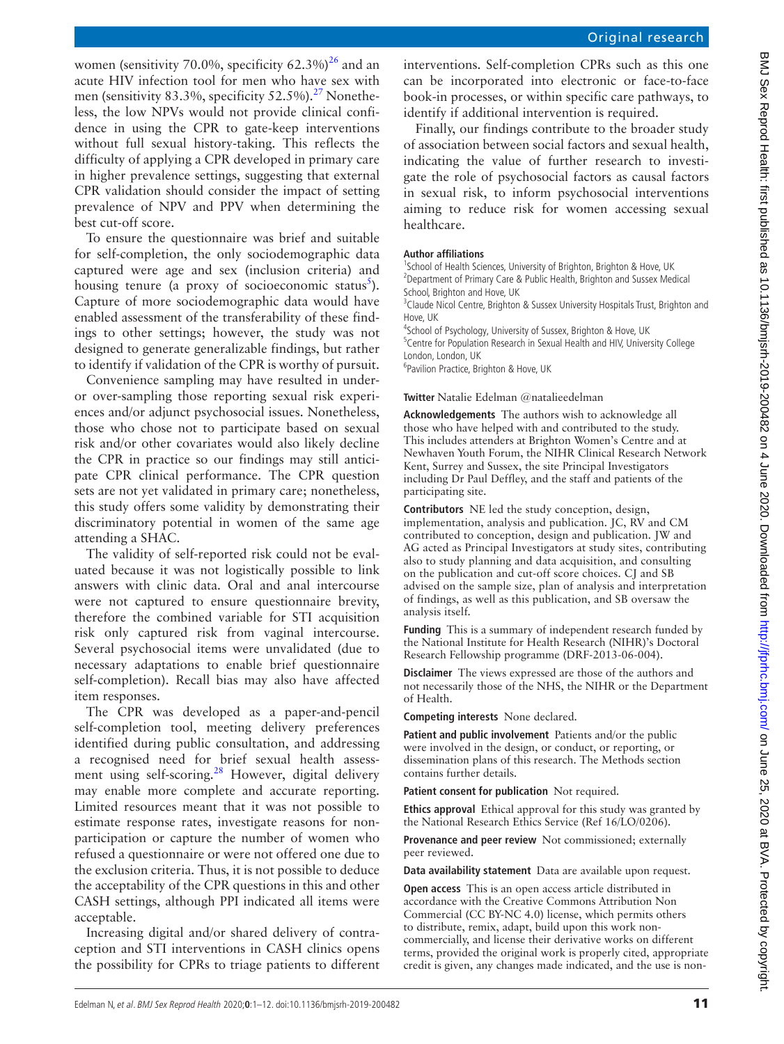women (sensitivity 70.0%, specificity 62.3%)[26] and an acute HIV infection tool for men who have sex with men (sensitivity 83.3%, specificity 52.5%).[27] Nonetheless, the low NPVs would not provide clinical confidence in using the CPR to gate-keep interventions without full sexual history-taking. This reflects the difficulty of applying a CPR developed in primary care in higher prevalence settings, suggesting that external CPR validation should consider the impact of setting prevalence of NPV and PPV when determining the best cut-off score.

To ensure the questionnaire was brief and suitable for self-completion, the only sociodemographic data captured were age and sex (inclusion criteria) and housing tenure (a proxy of socioeconomic status[5]). Capture of more sociodemographic data would have enabled assessment of the transferability of these findings to other settings; however, the study was not designed to generate generalizable findings, but rather to identify if validation of the CPR is worthy of pursuit.

Convenience sampling may have resulted in under- or over-sampling those reporting sexual risk experiences and/or adjunct psychosocial issues. Nonetheless, those who chose not to participate based on sexual risk and/or other covariates would also likely decline the CPR in practice so our findings may still anticipate CPR clinical performance. The CPR question sets are not yet validated in primary care; nonetheless, this study offers some validity by demonstrating their discriminatory potential in women of the same age attending a SHAC.

The validity of self-reported risk could not be evaluated because it was not logistically possible to link answers with clinic data. Oral and anal intercourse were not captured to ensure questionnaire brevity, therefore the combined variable for STI acquisition risk only captured risk from vaginal intercourse. Several psychosocial items were unvalidated (due to necessary adaptations to enable brief questionnaire self-completion). Recall bias may also have affected item responses.

The CPR was developed as a paper-and-pencil self-completion tool, meeting delivery preferences identified during public consultation, and addressing a recognised need for brief sexual health assessment using self-scoring.[28] However, digital delivery may enable more complete and accurate reporting. Limited resources meant that it was not possible to estimate response rates, investigate reasons for non-participation or capture the number of women who refused a questionnaire or were not offered one due to the exclusion criteria. Thus, it is not possible to deduce the acceptability of the CPR questions in this and other CASH settings, although PPI indicated all items were acceptable.

Increasing digital and/or shared delivery of contraception and STI interventions in CASH clinics opens the possibility for CPRs to triage patients to different interventions. Self-completion CPRs such as this one can be incorporated into electronic or face-to-face book-in processes, or within specific care pathways, to identify if additional intervention is required.

Finally, our findings contribute to the broader study of association between social factors and sexual health, indicating the value of further research to investigate the role of psychosocial factors as causal factors in sexual risk, to inform psychosocial interventions aiming to reduce risk for women accessing sexual healthcare.

**Author affiliations**
[1]School of Health Sciences, University of Brighton, Brighton & Hove, UK
[2]Department of Primary Care & Public Health, Brighton and Sussex Medical School, Brighton and Hove, UK
[3]Claude Nicol Centre, Brighton & Sussex University Hospitals Trust, Brighton and Hove, UK
[4]School of Psychology, University of Sussex, Brighton & Hove, UK
[5]Centre for Population Research in Sexual Health and HIV, University College London, London, UK
[6]Pavilion Practice, Brighton & Hove, UK

**Twitter** Natalie Edelman @natalieedelman

**Acknowledgements** The authors wish to acknowledge all those who have helped with and contributed to the study. This includes attenders at Brighton Women's Centre and at Newhaven Youth Forum, the NIHR Clinical Research Network Kent, Surrey and Sussex, the site Principal Investigators including Dr Paul Deffley, and the staff and patients of the participating site.

**Contributors** NE led the study conception, design, implementation, analysis and publication. JC, RV and CM contributed to conception, design and publication. JW and AG acted as Principal Investigators at study sites, contributing also to study planning and data acquisition, and consulting on the publication and cut-off score choices. CJ and SB advised on the sample size, plan of analysis and interpretation of findings, as well as this publication, and SB oversaw the analysis itself.

**Funding** This is a summary of independent research funded by the National Institute for Health Research (NIHR)'s Doctoral Research Fellowship programme (DRF-2013-06-004).

**Disclaimer** The views expressed are those of the authors and not necessarily those of the NHS, the NIHR or the Department of Health.

**Competing interests** None declared.

**Patient and public involvement** Patients and/or the public were involved in the design, or conduct, or reporting, or dissemination plans of this research. The Methods section contains further details.

**Patient consent for publication** Not required.

**Ethics approval** Ethical approval for this study was granted by the National Research Ethics Service (Ref 16/LO/0206).

**Provenance and peer review** Not commissioned; externally peer reviewed.

**Data availability statement** Data are available upon request.

**Open access** This is an open access article distributed in accordance with the Creative Commons Attribution Non Commercial (CC BY-NC 4.0) license, which permits others to distribute, remix, adapt, build upon this work non-commercially, and license their derivative works on different terms, provided the original work is properly cited, appropriate credit is given, any changes made indicated, and the use is non-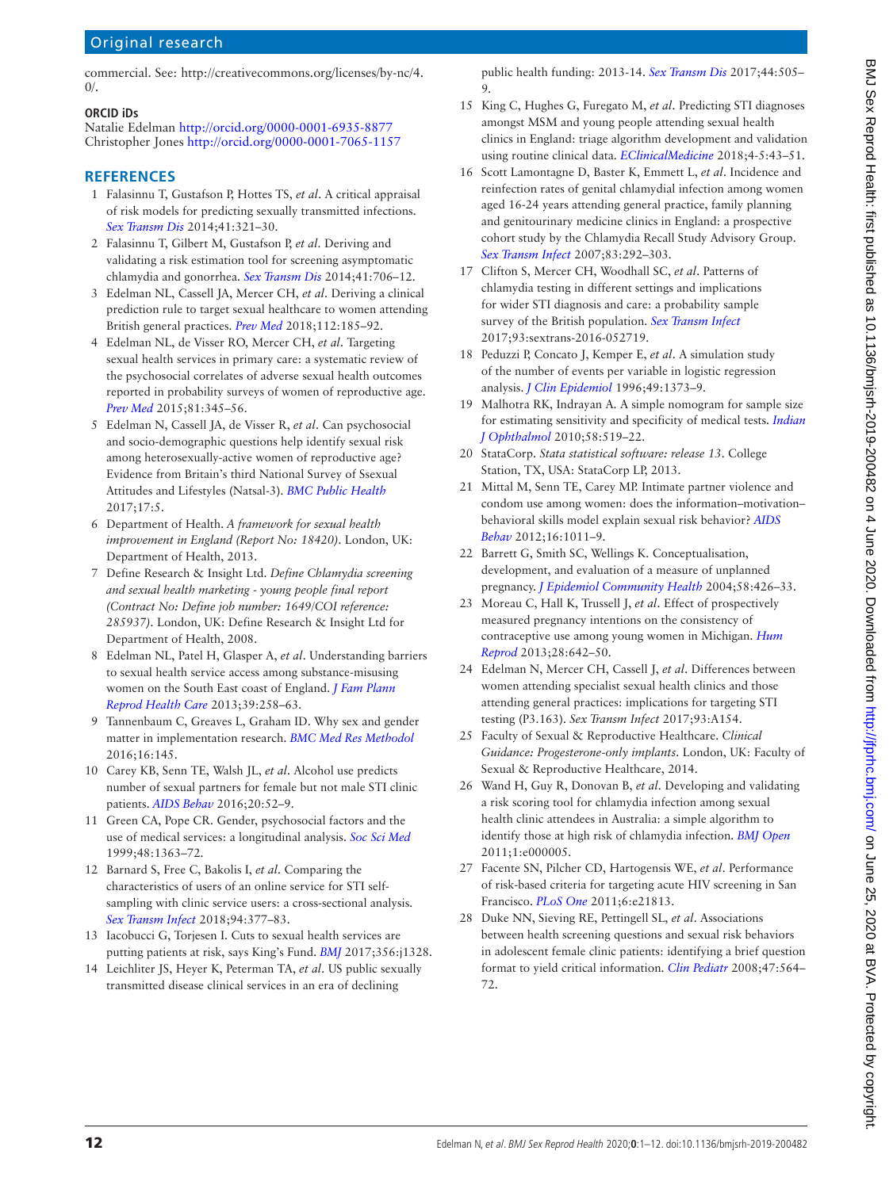commercial. See: http://creativecommons.org/licenses/by-nc/4.0/.

**ORCID iDs**
Natalie Edelman http://orcid.org/0000-0001-6935-8877
Christopher Jones http://orcid.org/0000-0001-7065-1157

## REFERENCES

1. Falasinnu T, Gustafson P, Hottes TS, *et al*. A critical appraisal of risk models for predicting sexually transmitted infections. *Sex Transm Dis* 2014;41:321–30.
2. Falasinnu T, Gilbert M, Gustafson P, *et al*. Deriving and validating a risk estimation tool for screening asymptomatic chlamydia and gonorrhea. *Sex Transm Dis* 2014;41:706–12.
3. Edelman NL, Cassell JA, Mercer CH, *et al*. Deriving a clinical prediction rule to target sexual healthcare to women attending British general practices. *Prev Med* 2018;112:185–92.
4. Edelman NL, de Visser RO, Mercer CH, *et al*. Targeting sexual health services in primary care: a systematic review of the psychosocial correlates of adverse sexual health outcomes reported in probability surveys of women of reproductive age. *Prev Med* 2015;81:345–56.
5. Edelman N, Cassell JA, de Visser R, *et al*. Can psychosocial and socio-demographic questions help identify sexual risk among heterosexually-active women of reproductive age? Evidence from Britain's third National Survey of Ssexual Attitudes and Lifestyles (Natsal-3). *BMC Public Health* 2017;17:5.
6. Department of Health. *A framework for sexual health improvement in England (Report No: 18420)*. London, UK: Department of Health, 2013.
7. Define Research & Insight Ltd. *Define Chlamydia screening and sexual health marketing - young people final report (Contract No: Define job number: 1649/COI reference: 285937)*. London, UK: Define Research & Insight Ltd for Department of Health, 2008.
8. Edelman NL, Patel H, Glasper A, *et al*. Understanding barriers to sexual health service access among substance-misusing women on the South East coast of England. *J Fam Plann Reprod Health Care* 2013;39:258–63.
9. Tannenbaum C, Greaves L, Graham ID. Why sex and gender matter in implementation research. *BMC Med Res Methodol* 2016;16:145.
10. Carey KB, Senn TE, Walsh JL, *et al*. Alcohol use predicts number of sexual partners for female but not male STI clinic patients. *AIDS Behav* 2016;20:52–9.
11. Green CA, Pope CR. Gender, psychosocial factors and the use of medical services: a longitudinal analysis. *Soc Sci Med* 1999;48:1363–72.
12. Barnard S, Free C, Bakolis I, *et al*. Comparing the characteristics of users of an online service for STI self-sampling with clinic service users: a cross-sectional analysis. *Sex Transm Infect* 2018;94:377–83.
13. Iacobucci G, Torjesen I. Cuts to sexual health services are putting patients at risk, says King's Fund. *BMJ* 2017;356:j1328.
14. Leichliter JS, Heyer K, Peterman TA, *et al*. US public sexually transmitted disease clinical services in an era of declining public health funding: 2013-14. *Sex Transm Dis* 2017;44:505–9.
15. King C, Hughes G, Furegato M, *et al*. Predicting STI diagnoses amongst MSM and young people attending sexual health clinics in England: triage algorithm development and validation using routine clinical data. *EClinicalMedicine* 2018;4-5:43–51.
16. Scott Lamontagne D, Baster K, Emmett L, *et al*. Incidence and reinfection rates of genital chlamydial infection among women aged 16-24 years attending general practice, family planning and genitourinary medicine clinics in England: a prospective cohort study by the Chlamydia Recall Study Advisory Group. *Sex Transm Infect* 2007;83:292–303.
17. Clifton S, Mercer CH, Woodhall SC, *et al*. Patterns of chlamydia testing in different settings and implications for wider STI diagnosis and care: a probability sample survey of the British population. *Sex Transm Infect* 2017;93:sextrans-2016-052719.
18. Peduzzi P, Concato J, Kemper E, *et al*. A simulation study of the number of events per variable in logistic regression analysis. *J Clin Epidemiol* 1996;49:1373–9.
19. Malhotra RK, Indrayan A. A simple nomogram for sample size for estimating sensitivity and specificity of medical tests. *Indian J Ophthalmol* 2010;58:519–22.
20. StataCorp. *Stata statistical software: release 13*. College Station, TX, USA: StataCorp LP, 2013.
21. Mittal M, Senn TE, Carey MP. Intimate partner violence and condom use among women: does the information–motivation–behavioral skills model explain sexual risk behavior? *AIDS Behav* 2012;16:1011–9.
22. Barrett G, Smith SC, Wellings K. Conceptualisation, development, and evaluation of a measure of unplanned pregnancy. *J Epidemiol Community Health* 2004;58:426–33.
23. Moreau C, Hall K, Trussell J, *et al*. Effect of prospectively measured pregnancy intentions on the consistency of contraceptive use among young women in Michigan. *Hum Reprod* 2013;28:642–50.
24. Edelman N, Mercer CH, Cassell J, *et al*. Differences between women attending specialist sexual health clinics and those attending general practices: implications for targeting STI testing (P3.163). *Sex Transm Infect* 2017;93:A154.
25. Faculty of Sexual & Reproductive Healthcare. *Clinical Guidance: Progesterone-only implants*. London, UK: Faculty of Sexual & Reproductive Healthcare, 2014.
26. Wand H, Guy R, Donovan B, *et al*. Developing and validating a risk scoring tool for chlamydia infection among sexual health clinic attendees in Australia: a simple algorithm to identify those at high risk of chlamydia infection. *BMJ Open* 2011;1:e000005.
27. Facente SN, Pilcher CD, Hartogensis WE, *et al*. Performance of risk-based criteria for targeting acute HIV screening in San Francisco. *PLoS One* 2011;6:e21813.
28. Duke NN, Sieving RE, Pettingell SL, *et al*. Associations between health screening questions and sexual risk behaviors in adolescent female clinic patients: identifying a brief question format to yield critical information. *Clin Pediatr* 2008;47:564–72.